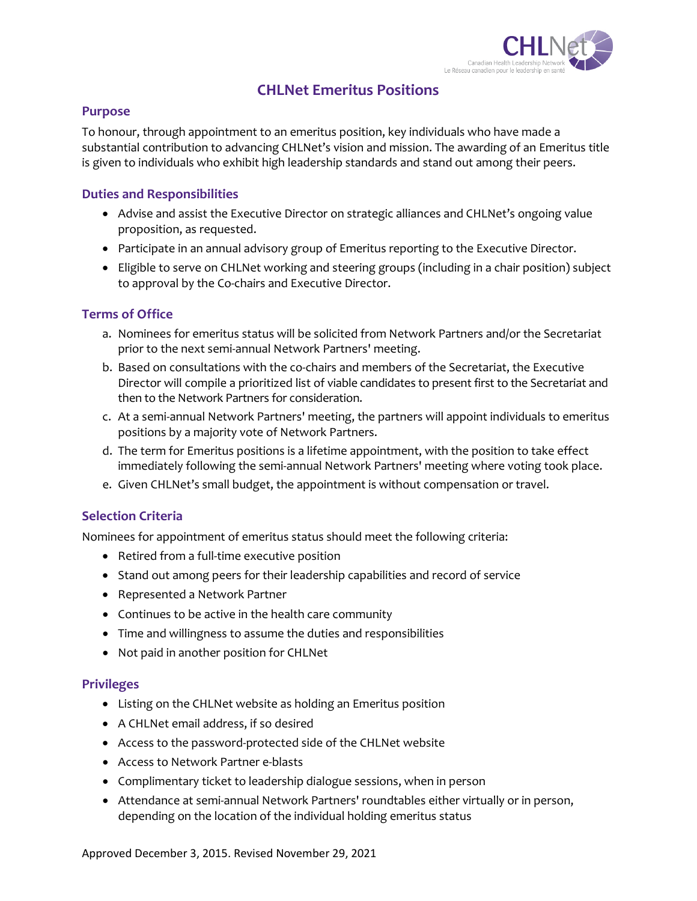# CHLNet Emeritus Positions

## Purpose

To honour, through appointment to an emeritus position, key individuals who have made a substantial contribution to advancing CHLNet's vision and mission. The awarding of an Emeritus title is given to individuals who exhibit high leadership standards and stand out among their peers.

## Duties and Responsibilities

- Advise and assist the Executive Director on strategic alliances and CHLNet's ongoing value proposition, as requested.
- Participate in an annual advisory group of Emeritus reporting to the Executive Director.
- Eligible to serve on CHLNet working and steering groups (including in a chair position) subject to approval by the Co-chairs and Executive Director.

## Terms of Office

a. Nominees for emeritus status will be solicited from Network Partners and/or the Secretariat prior to the next semi-annual Network Partners' meeting.

b. Based on consultations with the co-chairs and members of the Secretariat, the Executive Director will compile a prioritized list of viable candidates to present first to the Secretariat and then to the Network Partners for consideration.

c. At a semi-annual Network Partners' meeting, the partners will appoint individuals to emeritus positions by a majority vote of Network Partners.

d. The term for Emeritus positions is a lifetime appointment, with the position to take effect immediately following the semi-annual Network Partners' meeting where voting took place.

e. Given CHLNet's small budget, the appointment is without compensation or travel.

## Selection Criteria

Nominees for appointment of emeritus status should meet the following criteria:

- Retired from a full-time executive position
- Stand out among peers for their leadership capabilities and record of service
- Represented a Network Partner
- Continues to be active in the health care community
- Time and willingness to assume the duties and responsibilities
- Not paid in another position for CHLNet

## Privileges

- Listing on the CHLNet website as holding an Emeritus position
- A CHLNet email address, if so desired
- Access to the password-protected side of the CHLNet website
- Access to Network Partner e-blasts
- Complimentary ticket to leadership dialogue sessions, when in person
- Attendance at semi-annual Network Partners' roundtables either virtually or in person, depending on the location of the individual holding emeritus status

Approved December 3, 2015. Revised November 29, 2021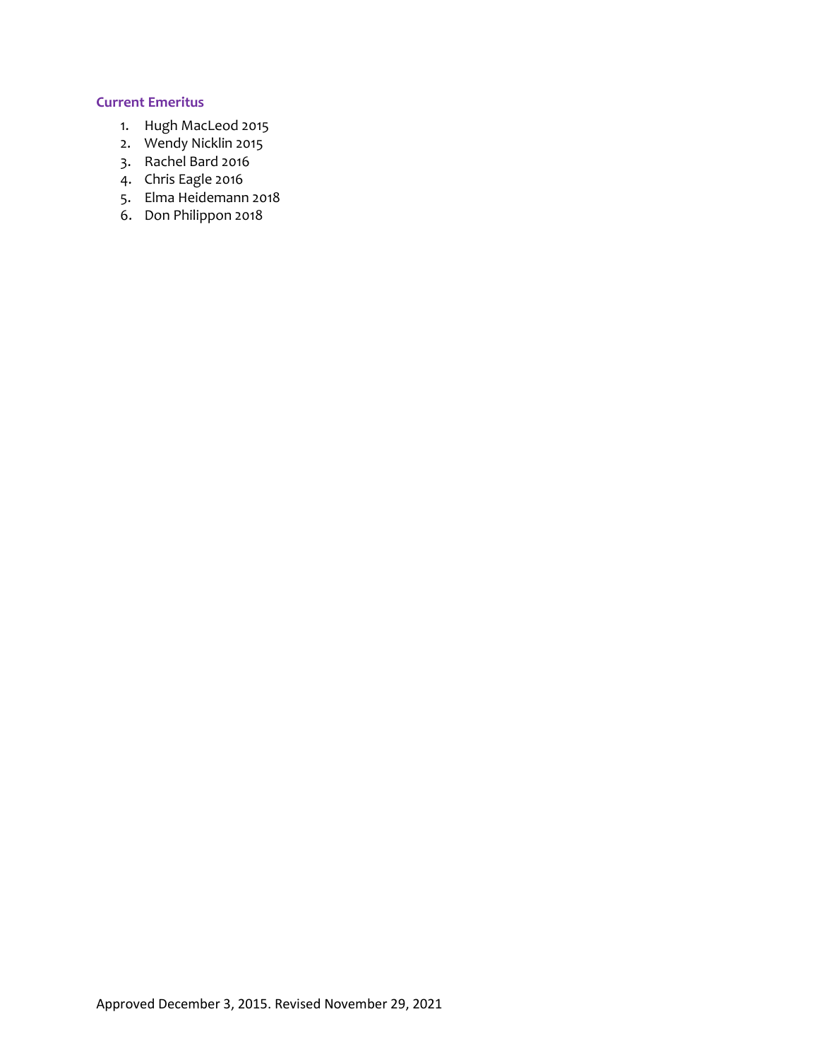### Current Emeritus

1. Hugh MacLeod 2015
2. Wendy Nicklin 2015
3. Rachel Bard 2016
4. Chris Eagle 2016
5. Elma Heidemann 2018
6. Don Philippon 2018

Approved December 3, 2015. Revised November 29, 2021